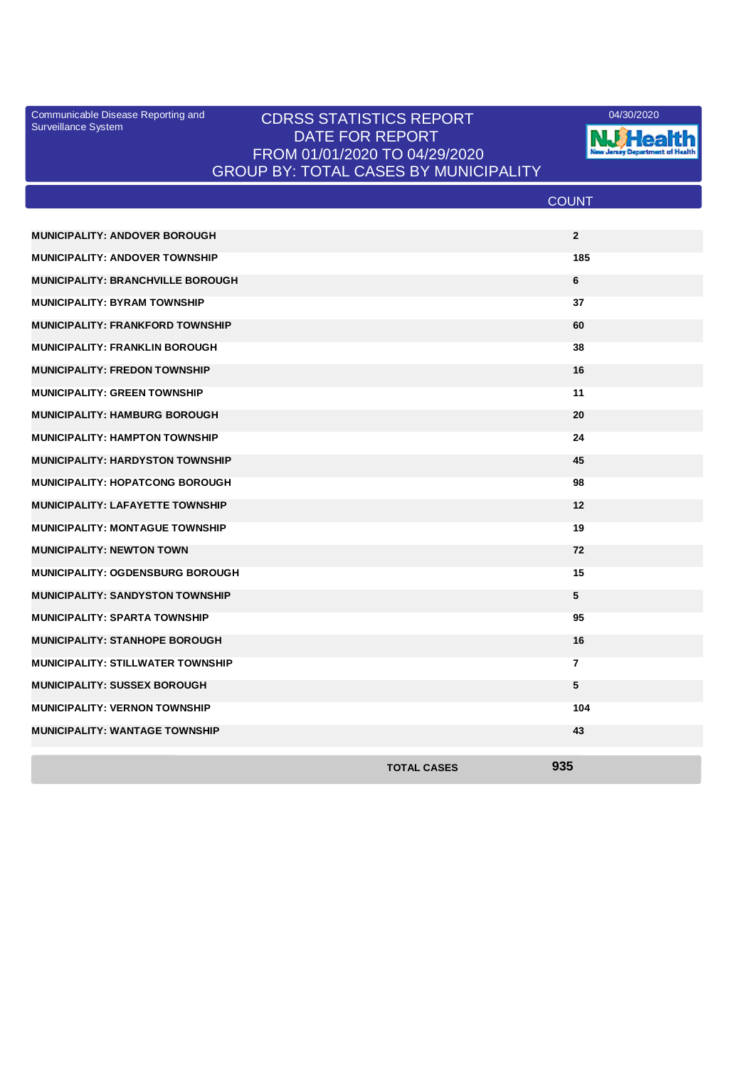Communicable Disease Reporting and Surveillance System

# CDRSS STATISTICS REPORT
DATE FOR REPORT
FROM 01/01/2020 TO 04/29/2020
GROUP BY: TOTAL CASES BY MUNICIPALITY

04/30/2020

NJ Health
New Jersey Department of Health

| | COUNT |
|---|---|
| MUNICIPALITY: ANDOVER BOROUGH | 2 |
| MUNICIPALITY: ANDOVER TOWNSHIP | 185 |
| MUNICIPALITY: BRANCHVILLE BOROUGH | 6 |
| MUNICIPALITY: BYRAM TOWNSHIP | 37 |
| MUNICIPALITY: FRANKFORD TOWNSHIP | 60 |
| MUNICIPALITY: FRANKLIN BOROUGH | 38 |
| MUNICIPALITY: FREDON TOWNSHIP | 16 |
| MUNICIPALITY: GREEN TOWNSHIP | 11 |
| MUNICIPALITY: HAMBURG BOROUGH | 20 |
| MUNICIPALITY: HAMPTON TOWNSHIP | 24 |
| MUNICIPALITY: HARDYSTON TOWNSHIP | 45 |
| MUNICIPALITY: HOPATCONG BOROUGH | 98 |
| MUNICIPALITY: LAFAYETTE TOWNSHIP | 12 |
| MUNICIPALITY: MONTAGUE TOWNSHIP | 19 |
| MUNICIPALITY: NEWTON TOWN | 72 |
| MUNICIPALITY: OGDENSBURG BOROUGH | 15 |
| MUNICIPALITY: SANDYSTON TOWNSHIP | 5 |
| MUNICIPALITY: SPARTA TOWNSHIP | 95 |
| MUNICIPALITY: STANHOPE BOROUGH | 16 |
| MUNICIPALITY: STILLWATER TOWNSHIP | 7 |
| MUNICIPALITY: SUSSEX BOROUGH | 5 |
| MUNICIPALITY: VERNON TOWNSHIP | 104 |
| MUNICIPALITY: WANTAGE TOWNSHIP | 43 |
| TOTAL CASES | 935 |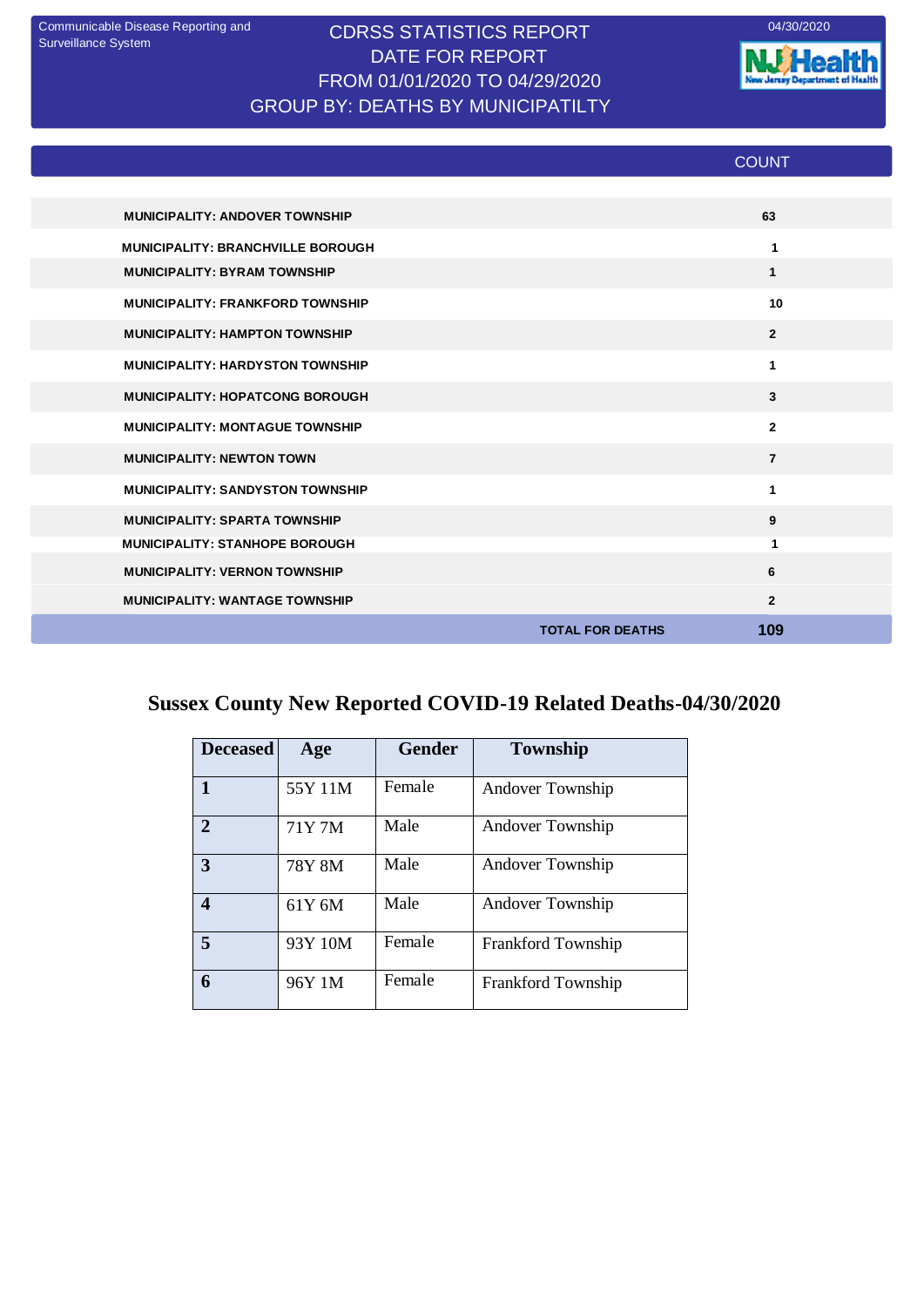Communicable Disease Reporting and Surveillance System

04/30/2020

CDRSS STATISTICS REPORT
DATE FOR REPORT
FROM 01/01/2020 TO 04/29/2020
GROUP BY: DEATHS BY MUNICIPATILTY

| | COUNT |
|---|---|
| MUNICIPALITY: ANDOVER TOWNSHIP | 63 |
| MUNICIPALITY: BRANCHVILLE BOROUGH | 1 |
| MUNICIPALITY: BYRAM TOWNSHIP | 1 |
| MUNICIPALITY: FRANKFORD TOWNSHIP | 10 |
| MUNICIPALITY: HAMPTON TOWNSHIP | 2 |
| MUNICIPALITY: HARDYSTON TOWNSHIP | 1 |
| MUNICIPALITY: HOPATCONG BOROUGH | 3 |
| MUNICIPALITY: MONTAGUE TOWNSHIP | 2 |
| MUNICIPALITY: NEWTON TOWN | 7 |
| MUNICIPALITY: SANDYSTON TOWNSHIP | 1 |
| MUNICIPALITY: SPARTA TOWNSHIP | 9 |
| MUNICIPALITY: STANHOPE BOROUGH | 1 |
| MUNICIPALITY: VERNON TOWNSHIP | 6 |
| MUNICIPALITY: WANTAGE TOWNSHIP | 2 |
| TOTAL FOR DEATHS | 109 |

## Sussex County New Reported COVID-19 Related Deaths-04/30/2020

| Deceased | Age | Gender | Township |
|---|---|---|---|
| **1** | 55Y 11M | Female | Andover Township |
| **2** | 71Y 7M | Male | Andover Township |
| **3** | 78Y 8M | Male | Andover Township |
| **4** | 61Y 6M | Male | Andover Township |
| **5** | 93Y 10M | Female | Frankford Township |
| **6** | 96Y 1M | Female | Frankford Township |